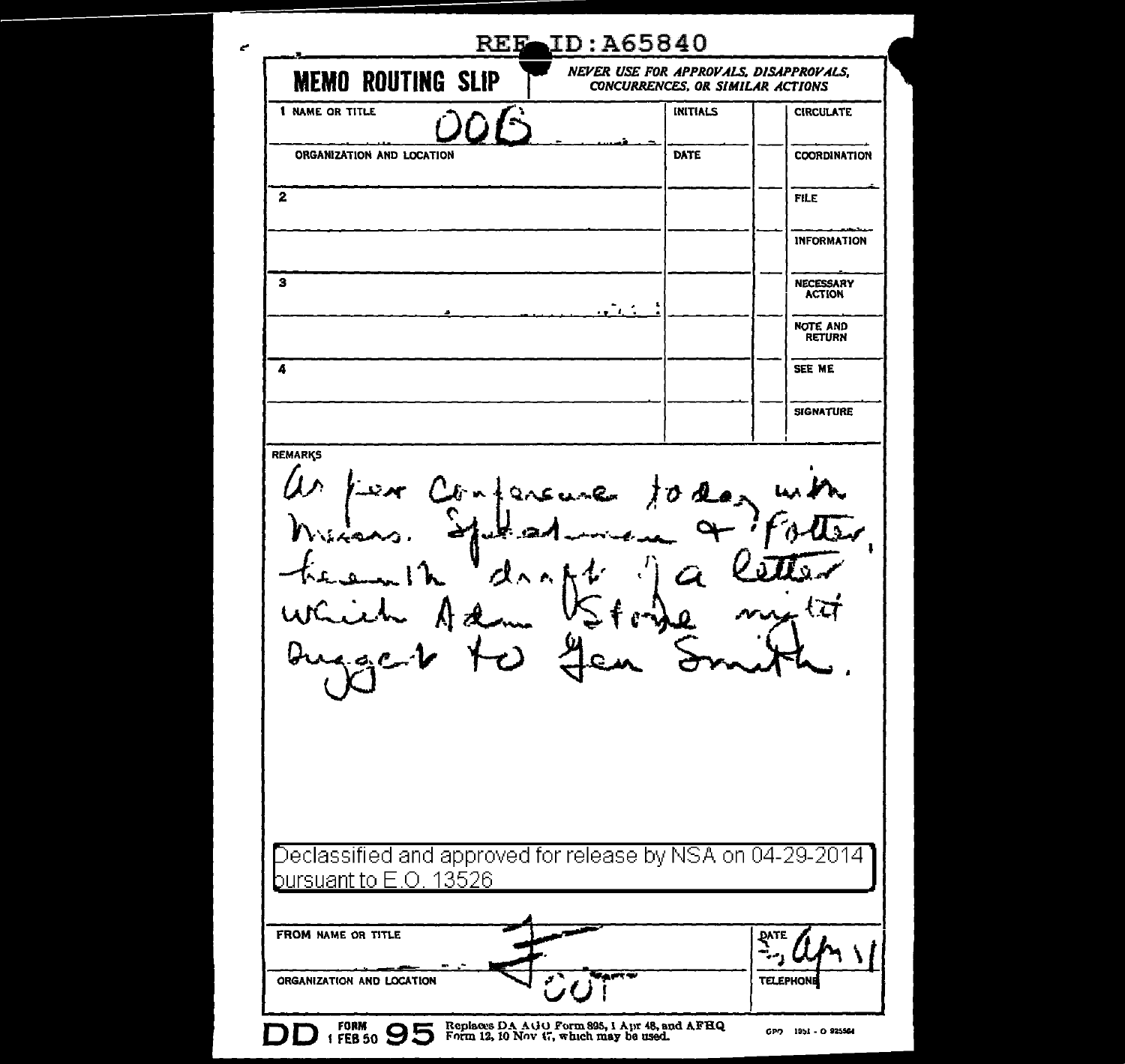REF ID:A65840

**MEMO ROUTING SLIP** — *NEVER USE FOR APPROVALS, DISAPPROVALS, CONCURRENCES, OR SIMILAR ACTIONS*

| | INITIALS | | |
|---|---|---|---|
| 1 NAME OR TITLE: OOG | INITIALS | | CIRCULATE |
| ORGANIZATION AND LOCATION | DATE | | COORDINATION |
| 2 | | | FILE |
| | | | INFORMATION |
| 3 | | | NECESSARY ACTION |
| | | | NOTE AND RETURN |
| 4 | | | SEE ME |
| | | | SIGNATURE |

REMARKS

As per Conference today with Messrs. Spitalman & Potter, herewith draft of a letter which Adm Stone might suggest to Gen Smith.

Declassified and approved for release by NSA on 04-29-2014 pursuant to E.O. 13526

FROM NAME OR TITLE: F

ORGANIZATION AND LOCATION: COI

DATE: 3 Apr 51

TELEPHONE

DD FORM 1 FEB 50 95 — Replaces DA AGO Form 895, 1 Apr 48, and AFHQ Form 12, 10 Nov 47, which may be used.

GPO 1951 - O 925564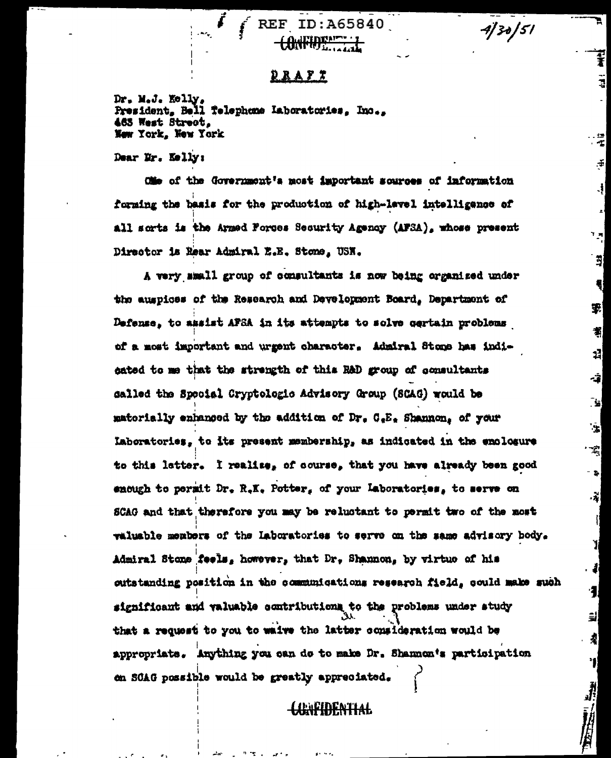REF ID:A65840

CONFIDENTIAL

4/30/51

DRAFT

Dr. M.J. Kelly,
President, Bell Telephone Laboratories, Inc.,
463 West Street,
New York, New York

Dear Dr. Kelly:

One of the Government's most important sources of information forming the basis for the production of high-level intelligence of all sorts is the Armed Forces Security Agency (AFSA), whose present Director is Rear Admiral E.E. Stone, USN.

A very small group of consultants is now being organized under the auspices of the Research and Development Board, Department of Defense, to assist AFSA in its attempts to solve certain problems of a most important and urgent character. Admiral Stone has indicated to me that the strength of this RAD group of consultants called the Special Cryptologic Advisory Group (SCAG) would be materially enhanced by the addition of Dr. C.E. Shannon, of your Laboratories, to its present membership, as indicated in the enclosure to this letter. I realize, of course, that you have already been good enough to permit Dr. R.K. Potter, of your Laboratories, to serve on SCAG and that therefore you may be reluctant to permit two of the most valuable members of the Laboratories to serve on the same advisory body. Admiral Stone feels, however, that Dr. Shannon, by virtue of his outstanding position in the communications research field, could make such significant and valuable contributions to the problems under study that a request to you to waive the latter consideration would be appropriate. Anything you can do to make Dr. Shannon's participation on SCAG possible would be greatly appreciated.

CONFIDENTIAL